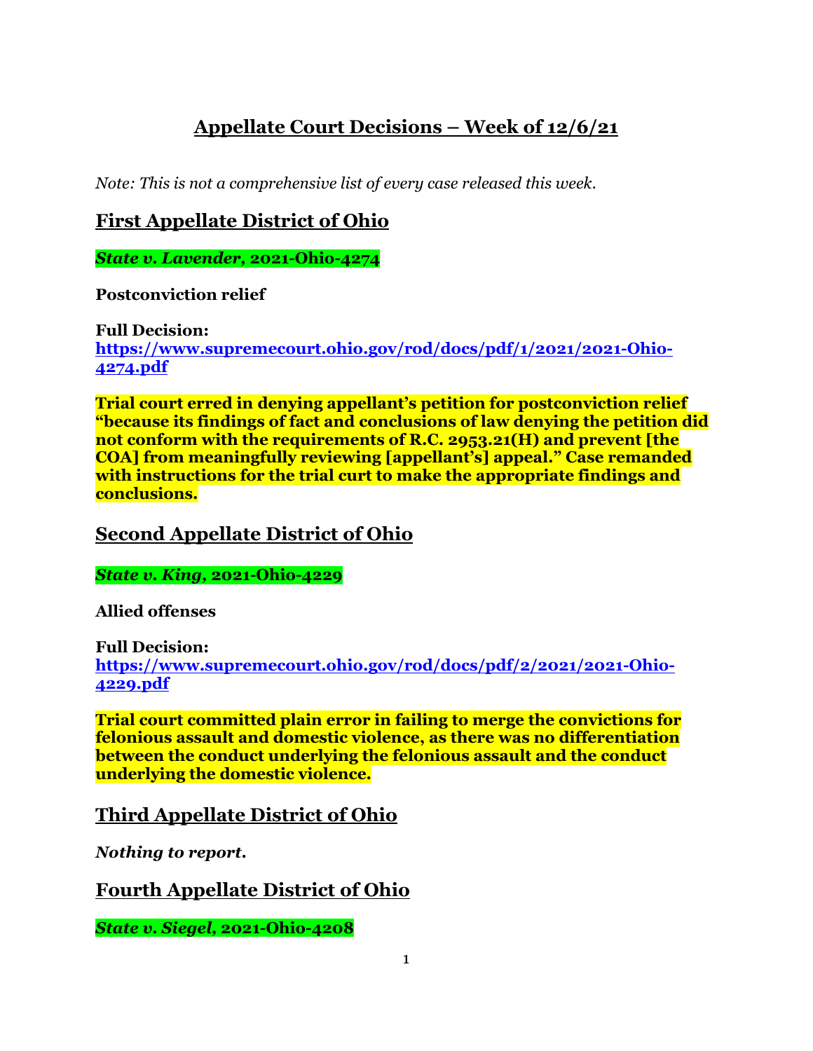# Appellate Court Decisions – Week of 12/6/21

*Note: This is not a comprehensive list of every case released this week.*

## First Appellate District of Ohio

***State v. Lavender*, 2021-Ohio-4274**

**Postconviction relief**

**Full Decision:**
**https://www.supremecourt.ohio.gov/rod/docs/pdf/1/2021/2021-Ohio-4274.pdf**

**Trial court erred in denying appellant's petition for postconviction relief "because its findings of fact and conclusions of law denying the petition did not conform with the requirements of R.C. 2953.21(H) and prevent [the COA] from meaningfully reviewing [appellant's] appeal." Case remanded with instructions for the trial curt to make the appropriate findings and conclusions.**

## Second Appellate District of Ohio

***State v. King*, 2021-Ohio-4229**

**Allied offenses**

**Full Decision:**
**https://www.supremecourt.ohio.gov/rod/docs/pdf/2/2021/2021-Ohio-4229.pdf**

**Trial court committed plain error in failing to merge the convictions for felonious assault and domestic violence, as there was no differentiation between the conduct underlying the felonious assault and the conduct underlying the domestic violence.**

## Third Appellate District of Ohio

***Nothing to report.***

## Fourth Appellate District of Ohio

***State v. Siegel*, 2021-Ohio-4208**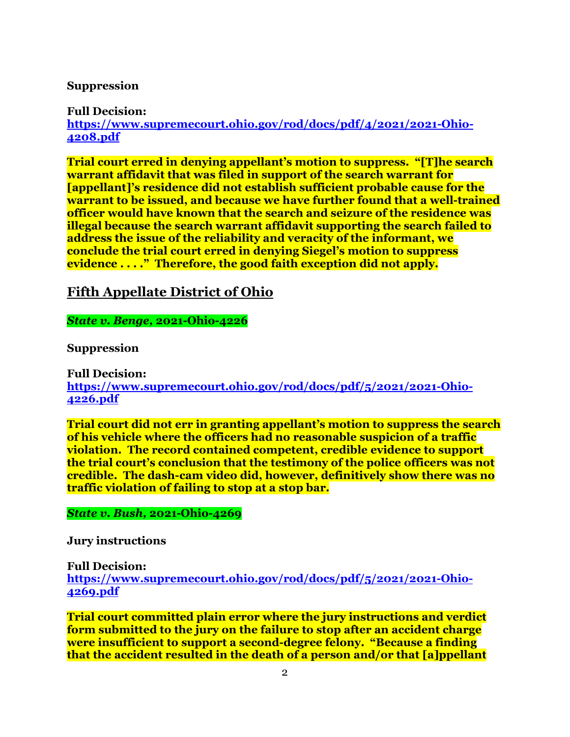**Suppression**

**Full Decision:**
**https://www.supremecourt.ohio.gov/rod/docs/pdf/4/2021/2021-Ohio-4208.pdf**

**Trial court erred in denying appellant's motion to suppress. "[T]he search warrant affidavit that was filed in support of the search warrant for [appellant]'s residence did not establish sufficient probable cause for the warrant to be issued, and because we have further found that a well-trained officer would have known that the search and seizure of the residence was illegal because the search warrant affidavit supporting the search failed to address the issue of the reliability and veracity of the informant, we conclude the trial court erred in denying Siegel's motion to suppress evidence . . . ." Therefore, the good faith exception did not apply.**

## Fifth Appellate District of Ohio

***State v. Benge*, 2021-Ohio-4226**

**Suppression**

**Full Decision:**
**https://www.supremecourt.ohio.gov/rod/docs/pdf/5/2021/2021-Ohio-4226.pdf**

**Trial court did not err in granting appellant's motion to suppress the search of his vehicle where the officers had no reasonable suspicion of a traffic violation. The record contained competent, credible evidence to support the trial court's conclusion that the testimony of the police officers was not credible. The dash-cam video did, however, definitively show there was no traffic violation of failing to stop at a stop bar.**

***State v. Bush*, 2021-Ohio-4269**

**Jury instructions**

**Full Decision:**
**https://www.supremecourt.ohio.gov/rod/docs/pdf/5/2021/2021-Ohio-4269.pdf**

**Trial court committed plain error where the jury instructions and verdict form submitted to the jury on the failure to stop after an accident charge were insufficient to support a second-degree felony. "Because a finding that the accident resulted in the death of a person and/or that [a]ppellant**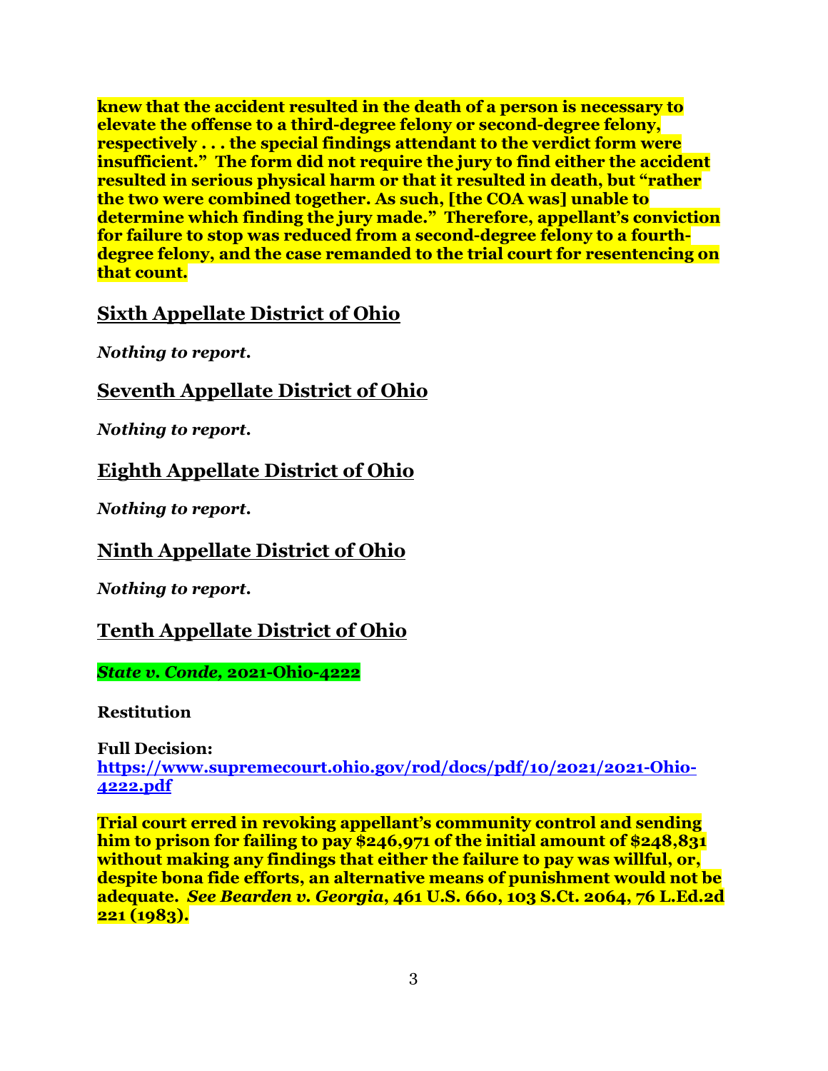**knew that the accident resulted in the death of a person is necessary to elevate the offense to a third-degree felony or second-degree felony, respectively . . . the special findings attendant to the verdict form were insufficient." The form did not require the jury to find either the accident resulted in serious physical harm or that it resulted in death, but "rather the two were combined together. As such, [the COA was] unable to determine which finding the jury made." Therefore, appellant's conviction for failure to stop was reduced from a second-degree felony to a fourth-degree felony, and the case remanded to the trial court for resentencing on that count.**

## Sixth Appellate District of Ohio

***Nothing to report.***

## Seventh Appellate District of Ohio

***Nothing to report.***

## Eighth Appellate District of Ohio

***Nothing to report.***

## Ninth Appellate District of Ohio

***Nothing to report.***

## Tenth Appellate District of Ohio

***State v. Conde*, 2021-Ohio-4222**

**Restitution**

**Full Decision:**
**https://www.supremecourt.ohio.gov/rod/docs/pdf/10/2021/2021-Ohio-4222.pdf**

**Trial court erred in revoking appellant's community control and sending him to prison for failing to pay $246,971 of the initial amount of $248,831 without making any findings that either the failure to pay was willful, or, despite bona fide efforts, an alternative means of punishment would not be adequate. *See Bearden v. Georgia*, 461 U.S. 660, 103 S.Ct. 2064, 76 L.Ed.2d 221 (1983).**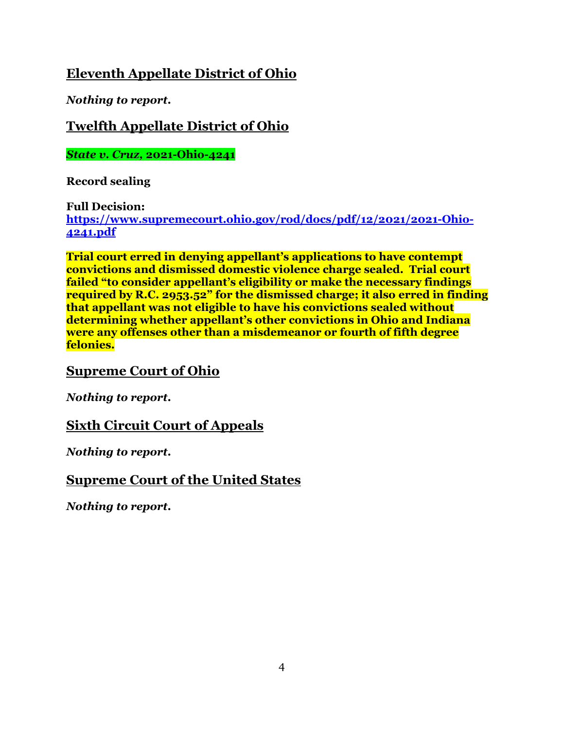## Eleventh Appellate District of Ohio

***Nothing to report.***

## Twelfth Appellate District of Ohio

***State v. Cruz*, 2021-Ohio-4241**

**Record sealing**

**Full Decision:**
**https://www.supremecourt.ohio.gov/rod/docs/pdf/12/2021/2021-Ohio-4241.pdf**

**Trial court erred in denying appellant's applications to have contempt convictions and dismissed domestic violence charge sealed. Trial court failed "to consider appellant's eligibility or make the necessary findings required by R.C. 2953.52" for the dismissed charge; it also erred in finding that appellant was not eligible to have his convictions sealed without determining whether appellant's other convictions in Ohio and Indiana were any offenses other than a misdemeanor or fourth of fifth degree felonies.**

## Supreme Court of Ohio

***Nothing to report.***

## Sixth Circuit Court of Appeals

***Nothing to report.***

## Supreme Court of the United States

***Nothing to report.***